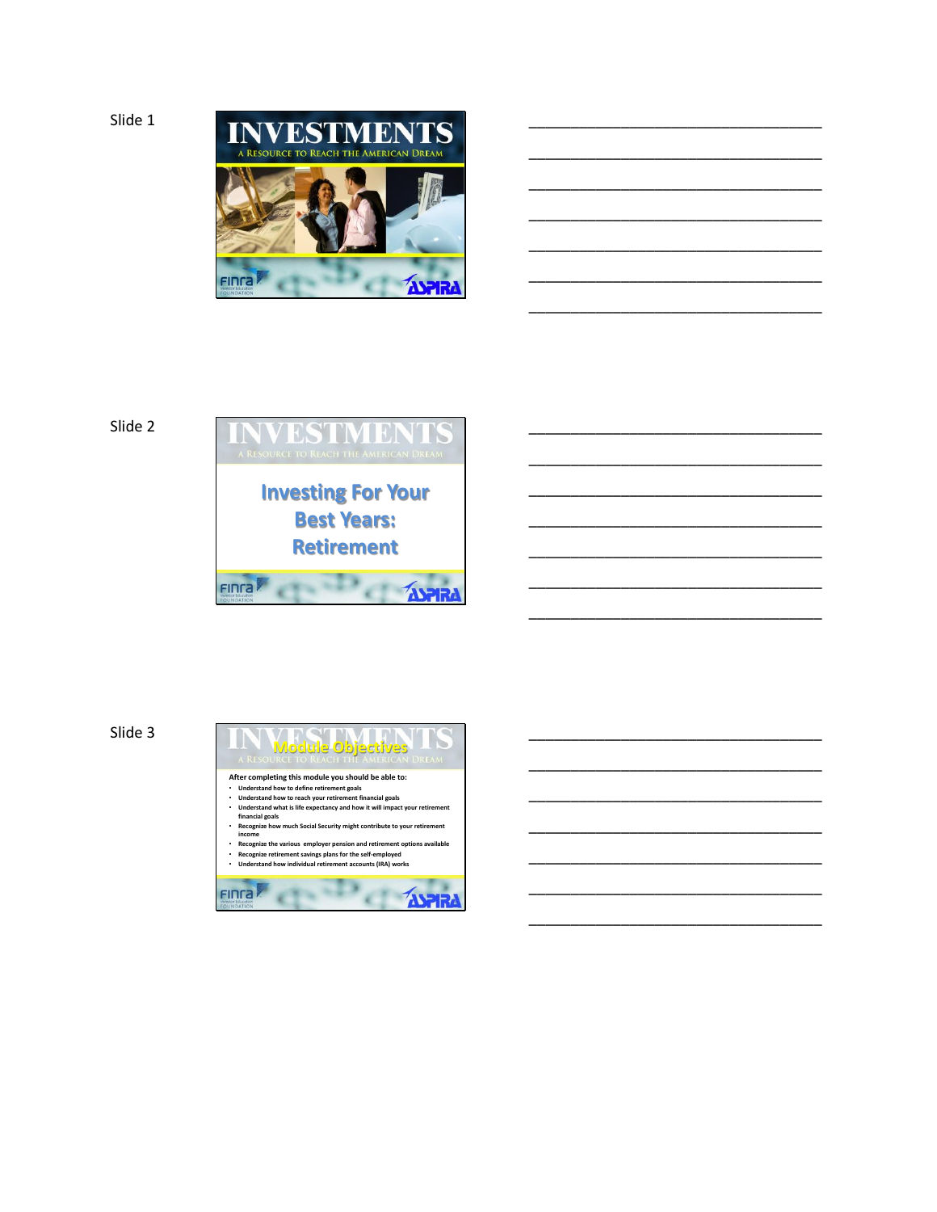Slide 1

# INVESTMENTS

A RESOURCE TO REACH THE AMERICAN DREAM

FINRA Investor Education Foundation | ASPIRA

___________________________________

___________________________________

___________________________________

___________________________________

___________________________________

___________________________________

___________________________________

Slide 2

# INVESTMENTS

A RESOURCE TO REACH THE AMERICAN DREAM

## Investing For Your Best Years: Retirement

FINRA Investor Education Foundation | ASPIRA

___________________________________

___________________________________

___________________________________

___________________________________

___________________________________

___________________________________

___________________________________

Slide 3

## Module Objectives

**After completing this module you should be able to:**

- **Understand how to define retirement goals**
- **Understand how to reach your retirement financial goals**
- **Understand what is life expectancy and how it will impact your retirement financial goals**
- **Recognize how much Social Security might contribute to your retirement income**
- **Recognize the various employer pension and retirement options available**
- **Recognize retirement savings plans for the self-employed**
- **Understand how individual retirement accounts (IRA) works**

FINRA Investor Education Foundation | ASPIRA

___________________________________

___________________________________

___________________________________

___________________________________

___________________________________

___________________________________

___________________________________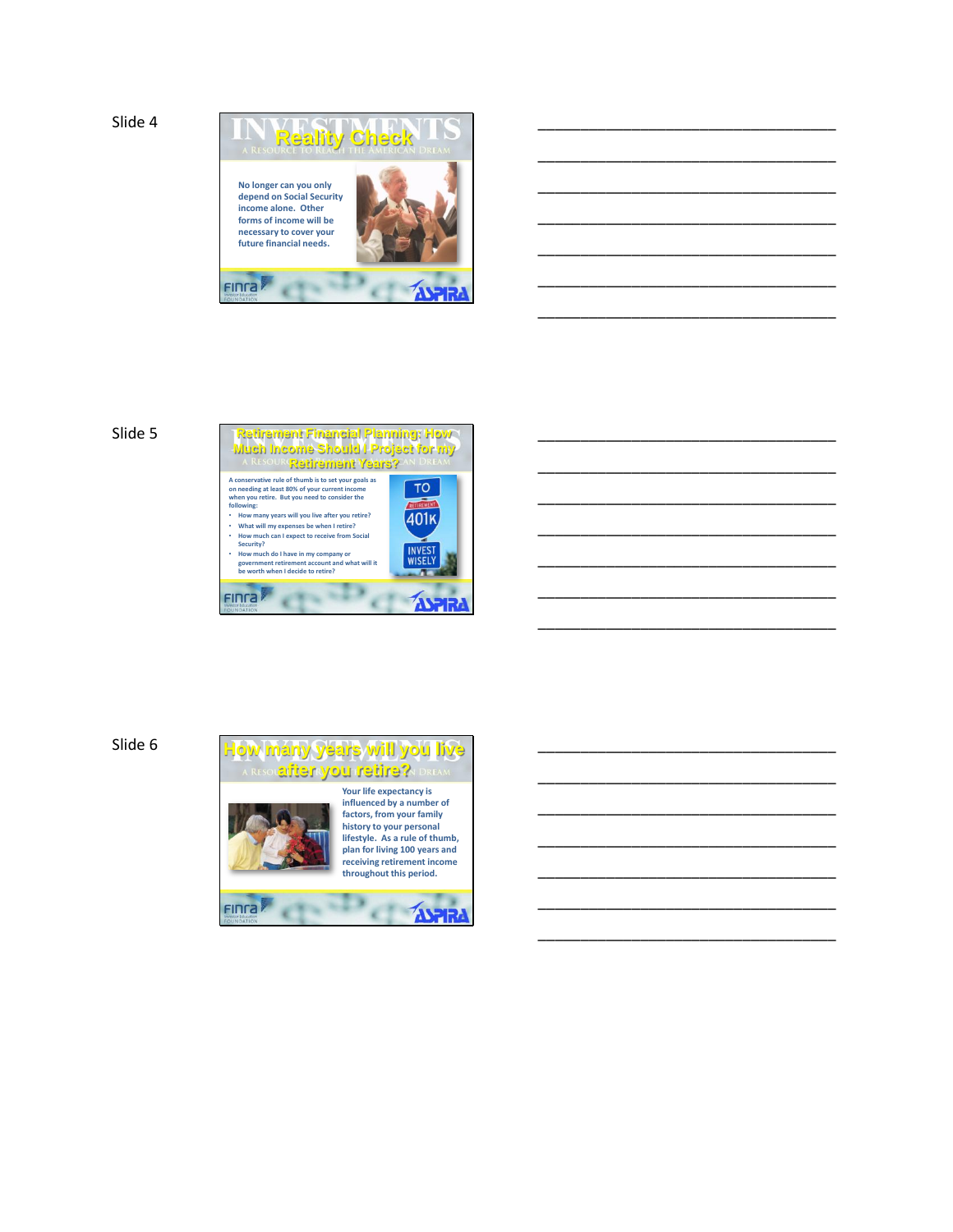Slide 4

## Reality Check

No longer can you only depend on Social Security income alone. Other forms of income will be necessary to cover your future financial needs.

Slide 5

## Retirement Financial Planning: How Much Income Should I Project for my Retirement Years?

A conservative rule of thumb is to set your goals as on needing at least 80% of your current income when you retire. But you need to consider the following:

- How many years will you live after you retire?
- What will my expenses be when I retire?
- How much can I expect to receive from Social Security?
- How much do I have in my company or government retirement account and what will it be worth when I decide to retire?

Slide 6

## How many years will you live after you retire?

Your life expectancy is influenced by a number of factors, from your family history to your personal lifestyle. As a rule of thumb, plan for living 100 years and receiving retirement income throughout this period.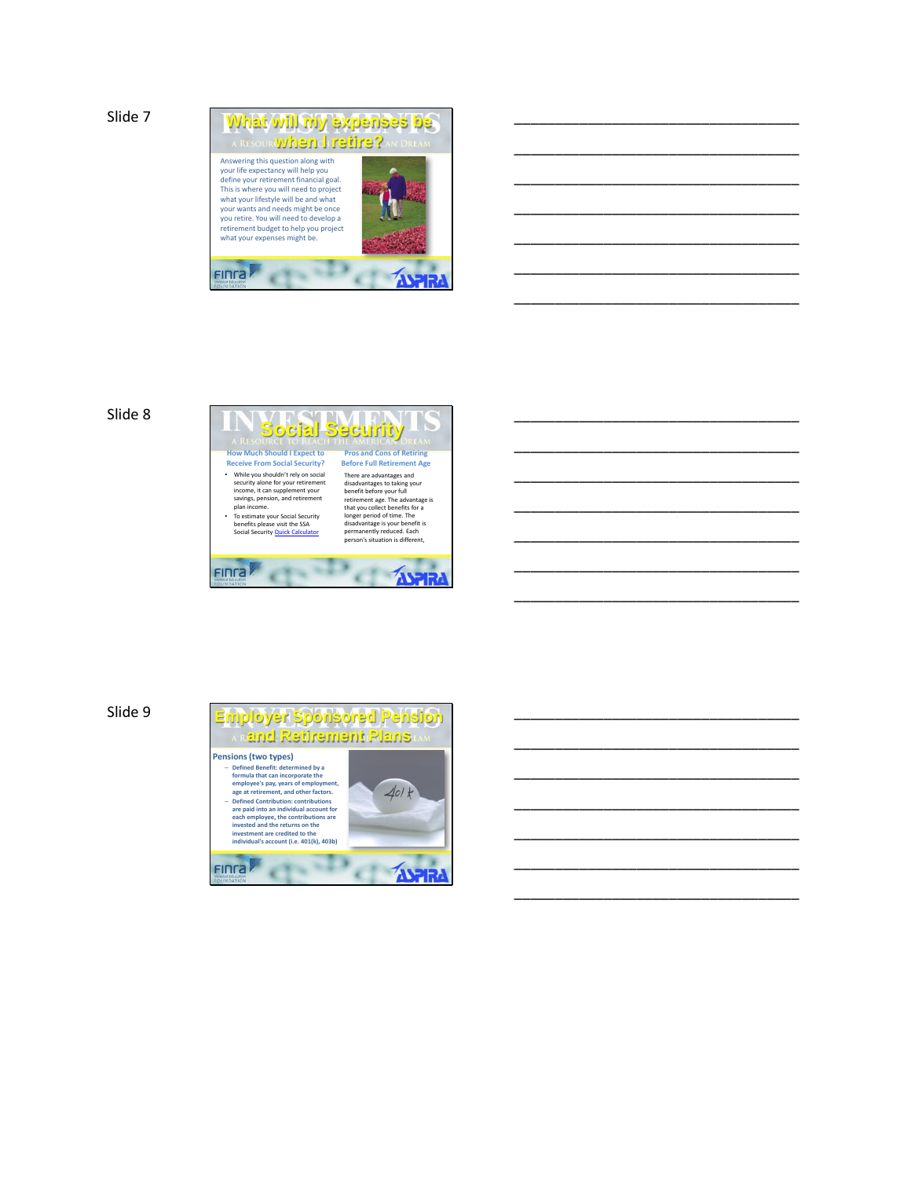Slide 7

## What will my expenses be when I retire?

Answering this question along with your life expectancy will help you define your retirement financial goal. This is where you will need to project what your lifestyle will be and what your wants and needs might be once you retire. You will need to develop a retirement budget to help you project what your expenses might be.

______________________________

______________________________

______________________________

______________________________

______________________________

______________________________

______________________________

Slide 8

## Social Security

**How Much Should I Expect to Receive From Social Security?**

- While you shouldn't rely on social security alone for your retirement income, it can supplement your savings, pension, and retirement plan income.
- To estimate your Social Security benefits please visit the SSA Social Security Quick Calculator

**Pros and Cons of Retiring Before Full Retirement Age**

There are advantages and disadvantages to taking your benefit before your full retirement age. The advantage is that you collect benefits for a longer period of time. The disadvantage is your benefit is permanently reduced. Each person's situation is different,

______________________________

______________________________

______________________________

______________________________

______________________________

______________________________

______________________________

Slide 9

## Employer Sponsored Pension and Retirement Plans

**Pensions (two types)**

- Defined Benefit: determined by a formula that can incorporate the employee's pay, years of employment, age at retirement, and other factors.
- Defined Contribution: contributions are paid into an individual account for each employee, the contributions are invested and the returns on the investment are credited to the individual's account (i.e. 401(k), 403b)

______________________________

______________________________

______________________________

______________________________

______________________________

______________________________

______________________________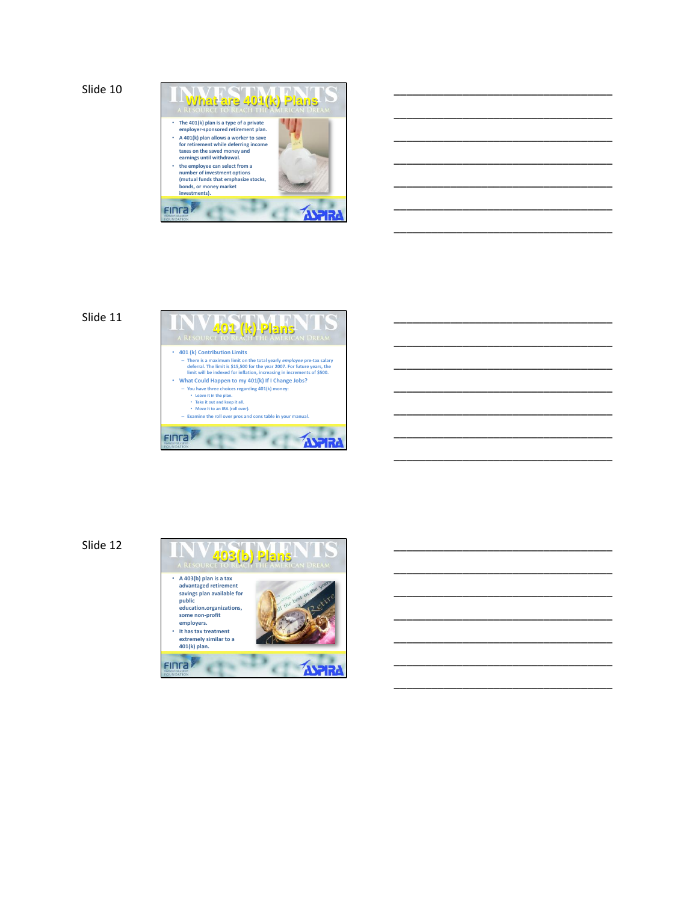Slide 10

## What are 401(k) Plans

INVESTMENTS — A RESOURCE TO REACH THE AMERICAN DREAM

- The 401(k) plan is a type of a private employer-sponsored retirement plan.
- A 401(k) plan allows a worker to save for retirement while deferring income taxes on the saved money and earnings until withdrawal.
- the employee can select from a number of investment options (mutual funds that emphasize stocks, bonds, or money market investments).

FINRA Investor Education Foundation — ASPIRA

___________________________________

___________________________________

___________________________________

___________________________________

___________________________________

___________________________________

___________________________________

Slide 11

## 401 (k) Plans

INVESTMENTS — A RESOURCE TO REACH THE AMERICAN DREAM

- 401 (k) Contribution Limits
  - There is a maximum limit on the total yearly *employee* pre-tax salary deferral. The limit is $15,500 for the year 2007. For future years, the limit will be indexed for inflation, increasing in increments of $500.
- What Could Happen to my 401(k) If I Change Jobs?
  - You have three choices regarding 401(k) money:
    - Leave it in the plan.
    - Take it out and keep it all.
    - Move it to an IRA (roll over).
  - Examine the roll over pros and cons table in your manual.

FINRA Investor Education Foundation — ASPIRA

___________________________________

___________________________________

___________________________________

___________________________________

___________________________________

___________________________________

___________________________________

Slide 12

## 403(b) Plans

INVESTMENTS — A RESOURCE TO REACH THE AMERICAN DREAM

- A 403(b) plan is a tax advantaged retirement savings plan available for public education.organizations, some non-profit employers.
- It has tax treatment extremely similar to a 401(k) plan.

FINRA Investor Education Foundation — ASPIRA

___________________________________

___________________________________

___________________________________

___________________________________

___________________________________

___________________________________

___________________________________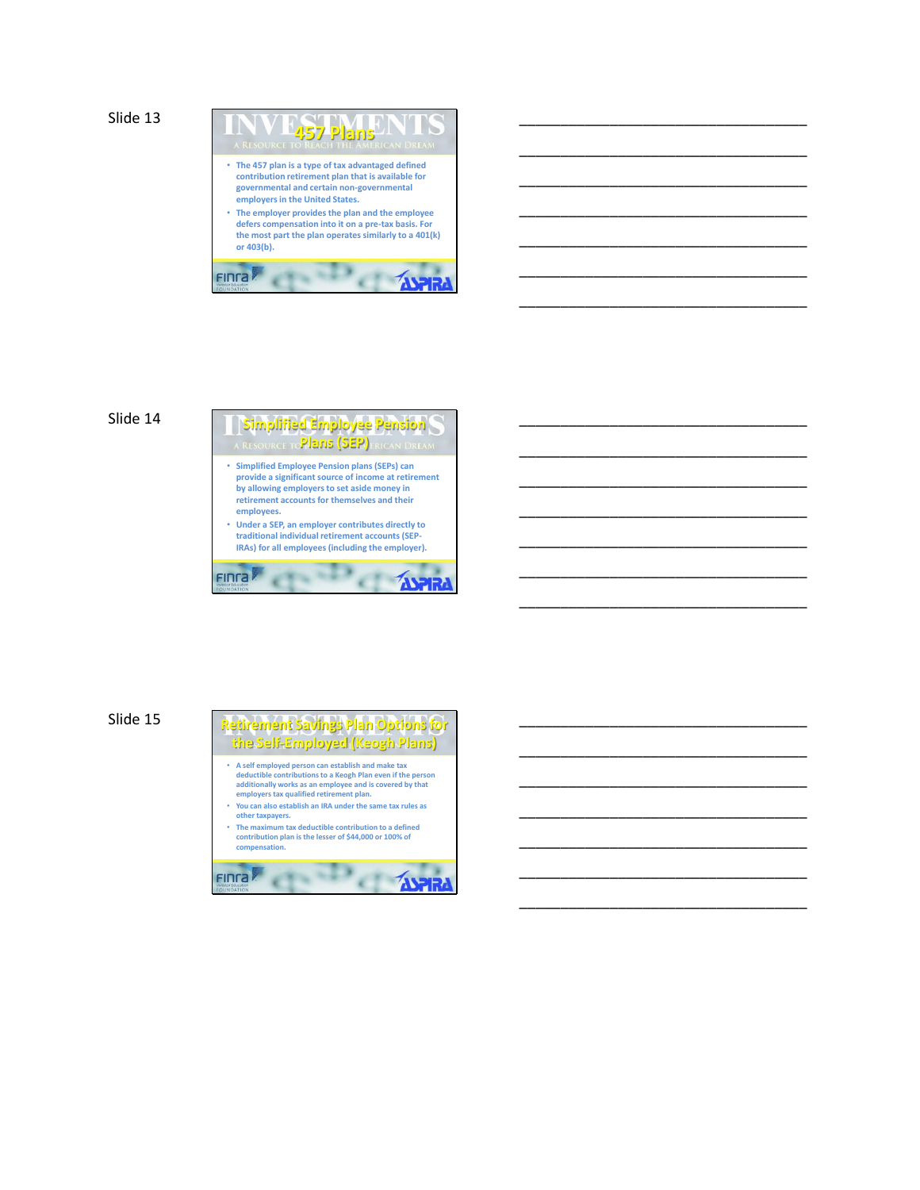Slide 13

## 457 Plans

- The 457 plan is a type of tax advantaged defined contribution retirement plan that is available for governmental and certain non-governmental employers in the United States.
- The employer provides the plan and the employee defers compensation into it on a pre-tax basis. For the most part the plan operates similarly to a 401(k) or 403(b).

Slide 14

## Simplified Employee Pension Plans (SEP)

- Simplified Employee Pension plans (SEPs) can provide a significant source of income at retirement by allowing employers to set aside money in retirement accounts for themselves and their employees.
- Under a SEP, an employer contributes directly to traditional individual retirement accounts (SEP-IRAs) for all employees (including the employer).

Slide 15

## Retirement Savings Plan Options for the Self-Employed (Keogh Plans)

- A self employed person can establish and make tax deductible contributions to a Keogh Plan even if the person additionally works as an employee and is covered by that employers tax qualified retirement plan.
- You can also establish an IRA under the same tax rules as other taxpayers.
- The maximum tax deductible contribution to a defined contribution plan is the lesser of $44,000 or 100% of compensation.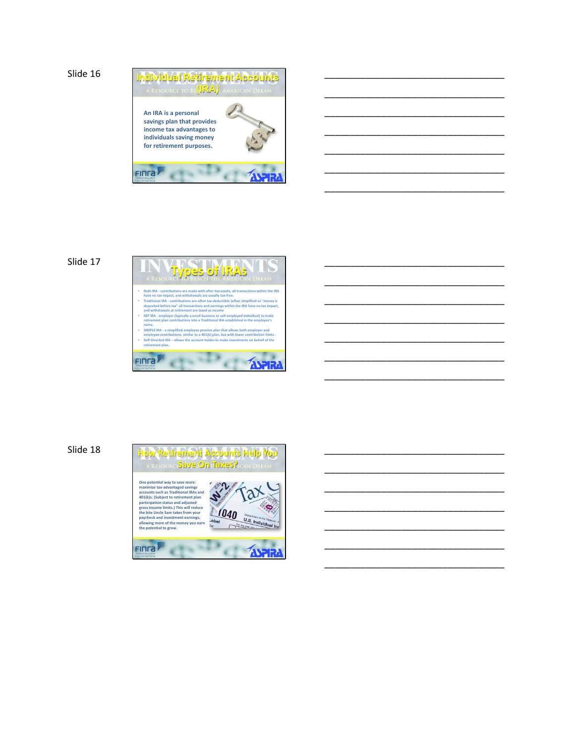Slide 16

# Individual Retirement Accounts (IRA)

An IRA is a personal savings plan that provides income tax advantages to individuals saving money for retirement purposes.

Slide 17

# Types of IRAs

- Roth IRA - contributions are made with after-tax assets, all transactions within the IRA have no tax impact, and withdrawals are usually tax-free.
- Traditional IRA - contributions are often tax-deductible (often simplified as "money is deposited before tax" all transactions and earnings within the IRA have no tax impact, and withdrawals at retirement are taxed as income
- SEP IRA - employer (typically a small business or self-employed individual) to make retirement plan contributions into a Traditional IRA established in the employee's name.
- SIMPLE IRA - a simplified employee pension plan that allows both employer and employee contributions, similar to a 401(k) plan, but with lower contribution limits .
- Self-Directed IRA – allows the account holder to make investments on behalf of the retirement plan.

Slide 18

# How Retirement Accounts Help You Save On Taxes?

One potential way to save more: maximize tax-advantaged savings accounts such as Traditional IRAs and 401(k)s. (Subject to retirement plan participation status and adjusted gross income limits.) This will reduce the bite Uncle Sam takes from your paycheck and investment earnings, allowing more of the money you earn the potential to grow.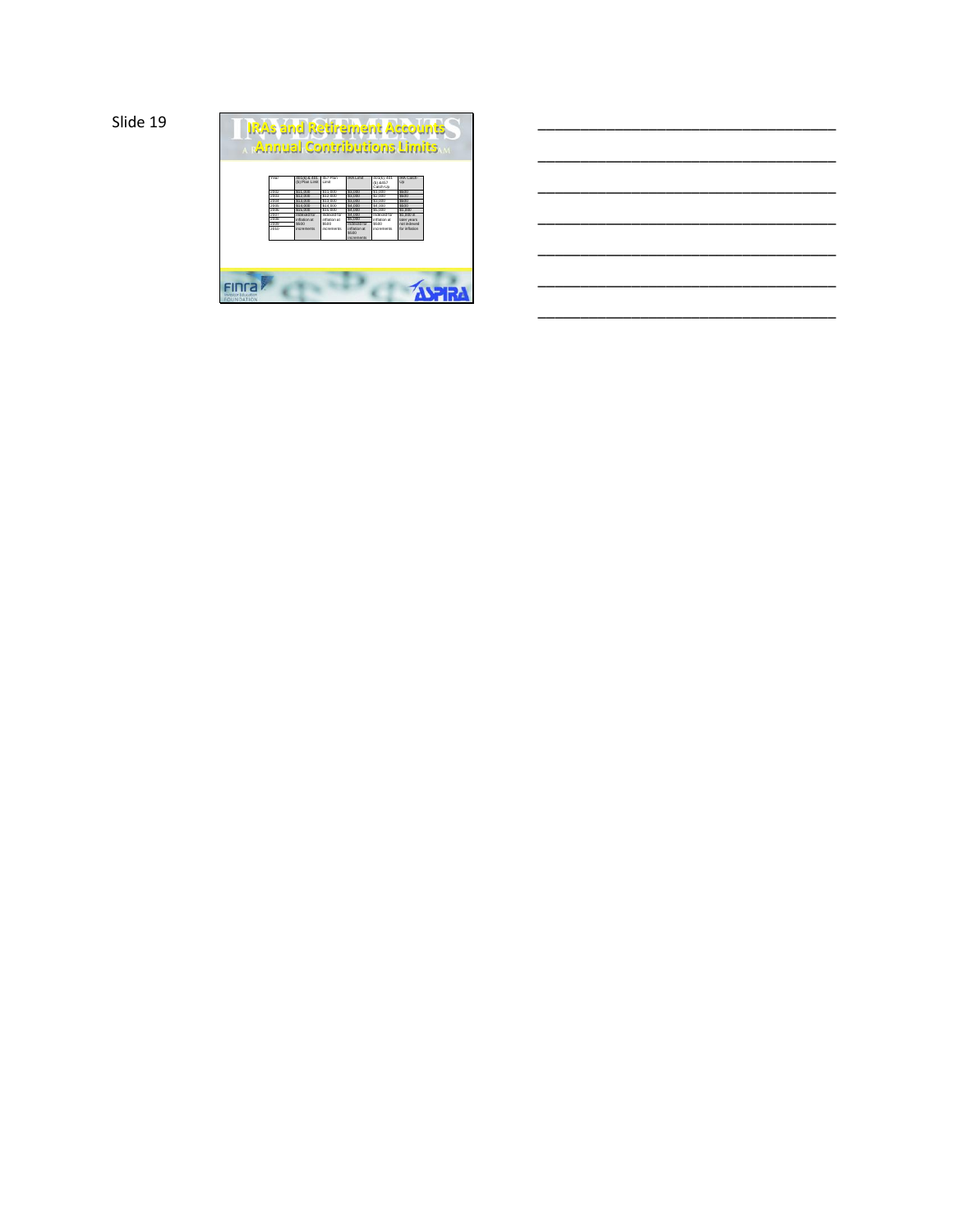Slide 19

# IRAs and Retirement Accounts
## Annual Contributions Limits

| Year | 403(b) & 401 (k) Plan Limit | 457 Plan Limit | IRA Limit | 403(b), 401 (k) & 457 Catch-Up | IRA Catch-Up |
|---|---|---|---|---|---|
| 2002 | $11,000 | $11,000 | $3,000 | $1,000 | $500 |
| 2003 | $12,000 | $12,000 | $3,000 | $2,000 | $500 |
| 2004 | $13,000 | $13,000 | $3,000 | $3,000 | $500 |
| 2005 | $14,000 | $14,000 | $4,000 | $4,000 | $500 |
| 2006 | $15,000 | $15,000 | $4,000 | $5,000 | $1,000 |
| 2007 2008 2009 2010 | Indexed for inflation at $500 increments | Indexed for inflation at $500 increments | $4,000 $5,000 Indexed for inflation at $500 increments | Indexed for inflation at $500 increments | $1,000 in later years not indexed for inflation |